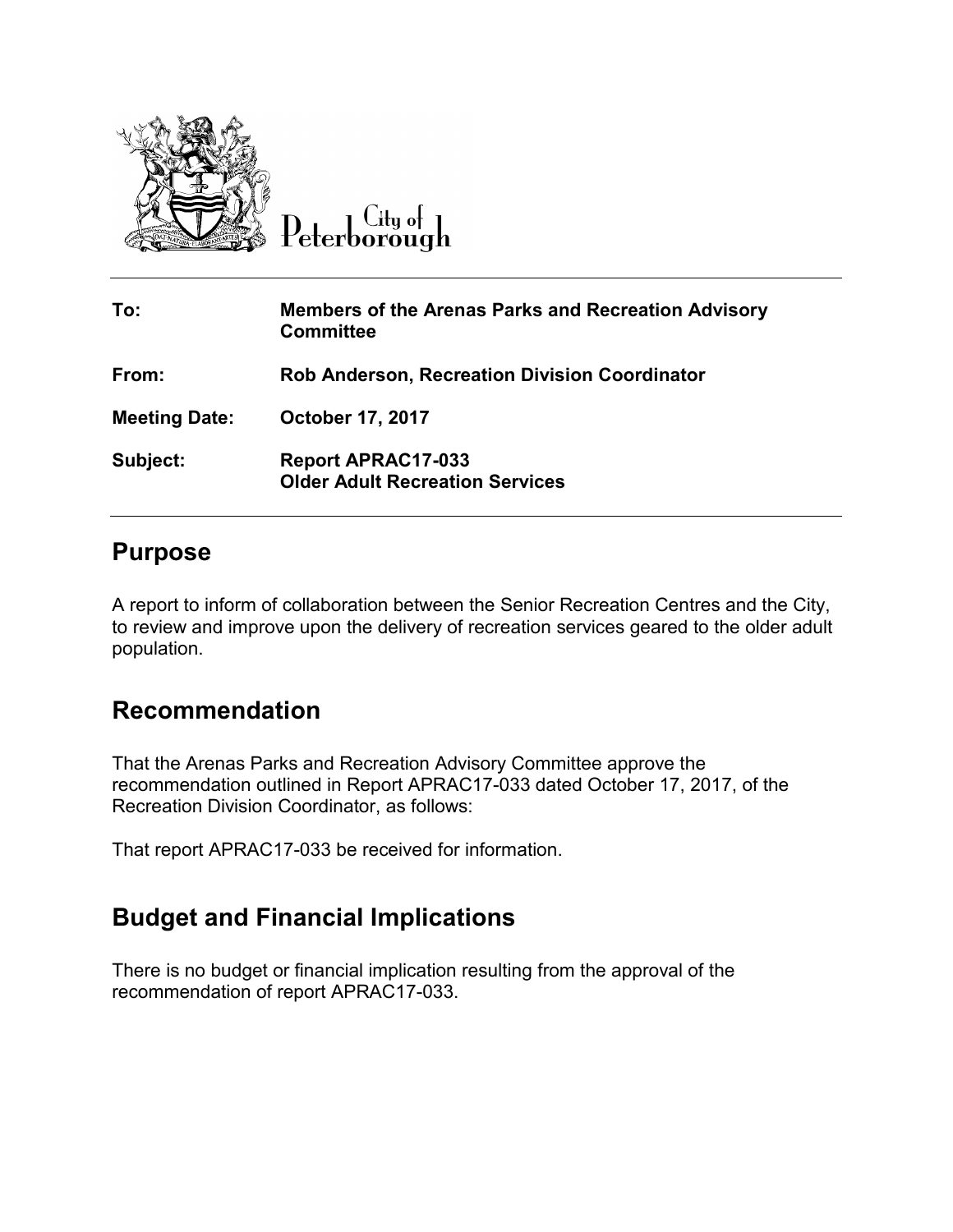City of Peterborough

| | |
|---|---|
| **To:** | **Members of the Arenas Parks and Recreation Advisory Committee** |
| **From:** | **Rob Anderson, Recreation Division Coordinator** |
| **Meeting Date:** | **October 17, 2017** |
| **Subject:** | **Report APRAC17-033**<br>**Older Adult Recreation Services** |

## Purpose

A report to inform of collaboration between the Senior Recreation Centres and the City, to review and improve upon the delivery of recreation services geared to the older adult population.

## Recommendation

That the Arenas Parks and Recreation Advisory Committee approve the recommendation outlined in Report APRAC17-033 dated October 17, 2017, of the Recreation Division Coordinator, as follows:

That report APRAC17-033 be received for information.

## Budget and Financial Implications

There is no budget or financial implication resulting from the approval of the recommendation of report APRAC17-033.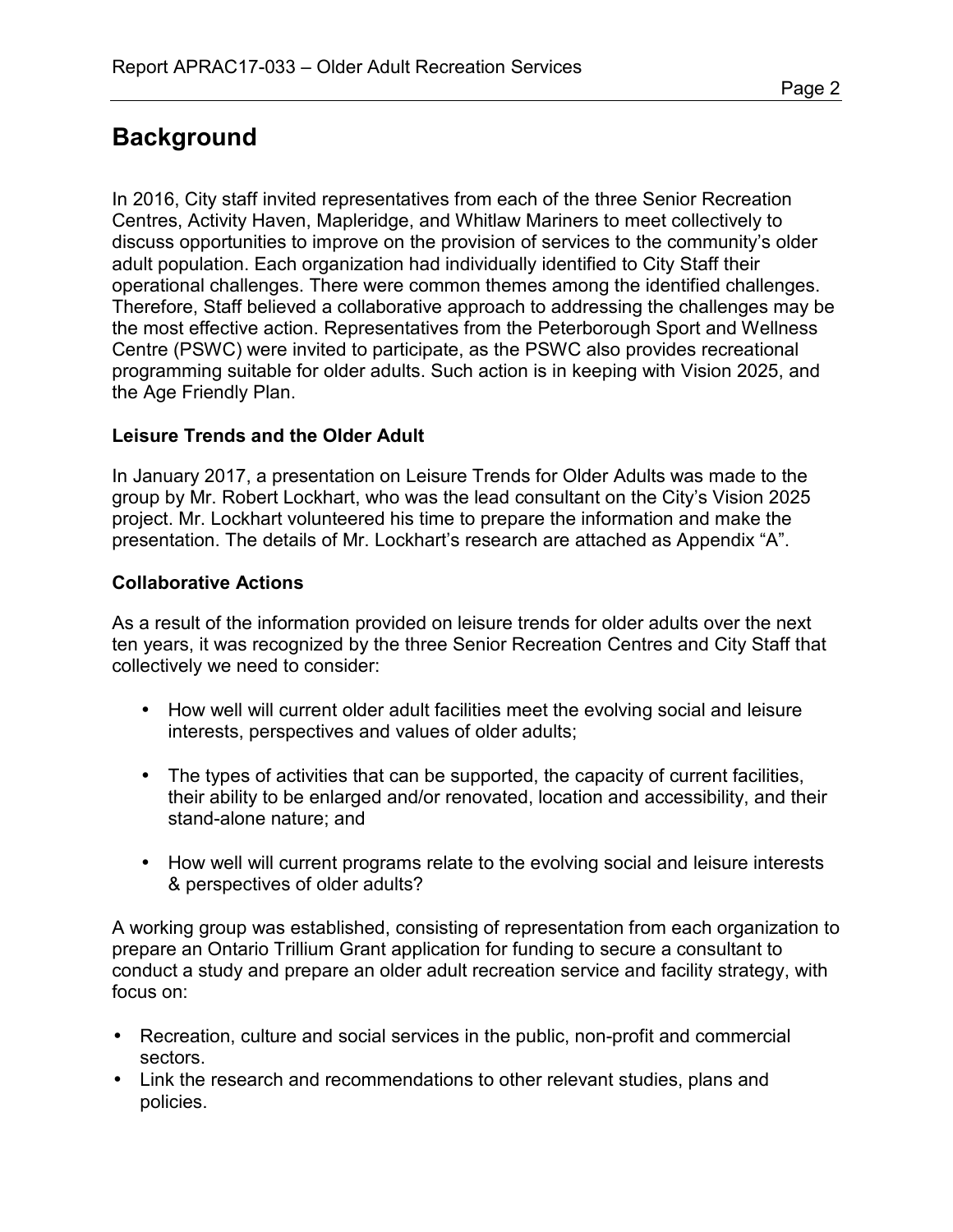# Background

In 2016, City staff invited representatives from each of the three Senior Recreation Centres, Activity Haven, Mapleridge, and Whitlaw Mariners to meet collectively to discuss opportunities to improve on the provision of services to the community's older adult population. Each organization had individually identified to City Staff their operational challenges. There were common themes among the identified challenges. Therefore, Staff believed a collaborative approach to addressing the challenges may be the most effective action. Representatives from the Peterborough Sport and Wellness Centre (PSWC) were invited to participate, as the PSWC also provides recreational programming suitable for older adults. Such action is in keeping with Vision 2025, and the Age Friendly Plan.

**Leisure Trends and the Older Adult**

In January 2017, a presentation on Leisure Trends for Older Adults was made to the group by Mr. Robert Lockhart, who was the lead consultant on the City's Vision 2025 project. Mr. Lockhart volunteered his time to prepare the information and make the presentation. The details of Mr. Lockhart's research are attached as Appendix "A".

**Collaborative Actions**

As a result of the information provided on leisure trends for older adults over the next ten years, it was recognized by the three Senior Recreation Centres and City Staff that collectively we need to consider:

- How well will current older adult facilities meet the evolving social and leisure interests, perspectives and values of older adults;
- The types of activities that can be supported, the capacity of current facilities, their ability to be enlarged and/or renovated, location and accessibility, and their stand-alone nature; and
- How well will current programs relate to the evolving social and leisure interests & perspectives of older adults?

A working group was established, consisting of representation from each organization to prepare an Ontario Trillium Grant application for funding to secure a consultant to conduct a study and prepare an older adult recreation service and facility strategy, with focus on:

- Recreation, culture and social services in the public, non-profit and commercial sectors.
- Link the research and recommendations to other relevant studies, plans and policies.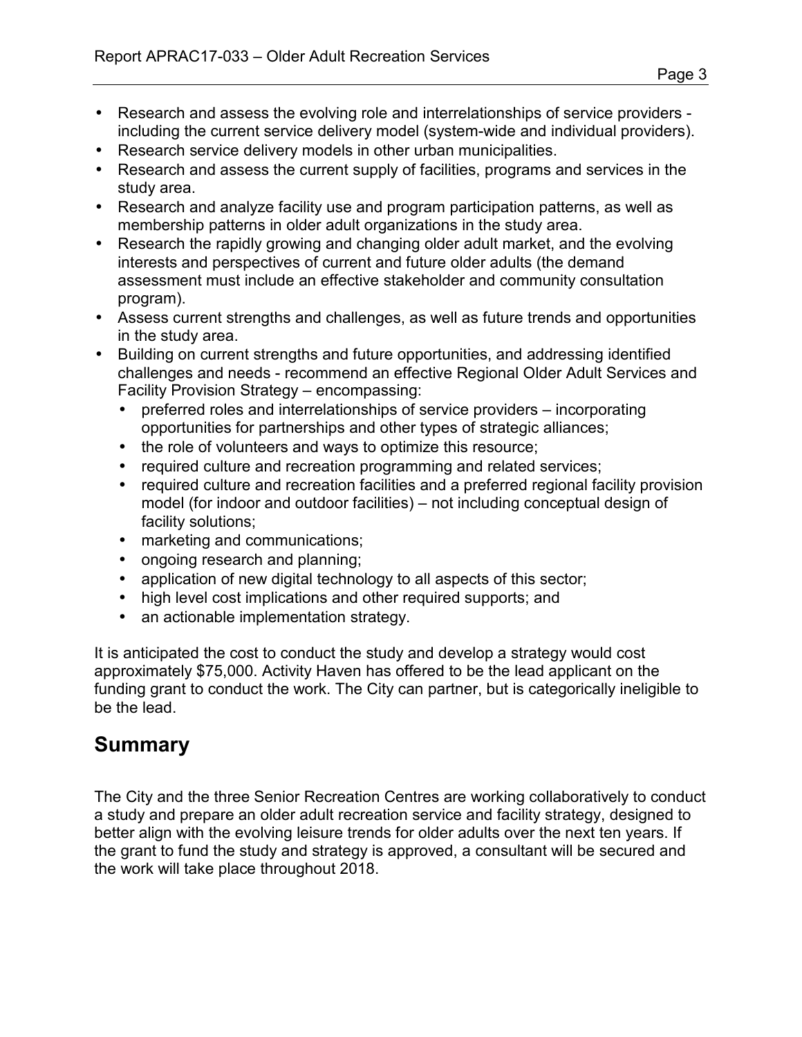- Research and assess the evolving role and interrelationships of service providers - including the current service delivery model (system-wide and individual providers).
- Research service delivery models in other urban municipalities.
- Research and assess the current supply of facilities, programs and services in the study area.
- Research and analyze facility use and program participation patterns, as well as membership patterns in older adult organizations in the study area.
- Research the rapidly growing and changing older adult market, and the evolving interests and perspectives of current and future older adults (the demand assessment must include an effective stakeholder and community consultation program).
- Assess current strengths and challenges, as well as future trends and opportunities in the study area.
- Building on current strengths and future opportunities, and addressing identified challenges and needs - recommend an effective Regional Older Adult Services and Facility Provision Strategy – encompassing:
  - preferred roles and interrelationships of service providers – incorporating opportunities for partnerships and other types of strategic alliances;
  - the role of volunteers and ways to optimize this resource;
  - required culture and recreation programming and related services;
  - required culture and recreation facilities and a preferred regional facility provision model (for indoor and outdoor facilities) – not including conceptual design of facility solutions;
  - marketing and communications;
  - ongoing research and planning;
  - application of new digital technology to all aspects of this sector;
  - high level cost implications and other required supports; and
  - an actionable implementation strategy.

It is anticipated the cost to conduct the study and develop a strategy would cost approximately $75,000. Activity Haven has offered to be the lead applicant on the funding grant to conduct the work. The City can partner, but is categorically ineligible to be the lead.

## Summary

The City and the three Senior Recreation Centres are working collaboratively to conduct a study and prepare an older adult recreation service and facility strategy, designed to better align with the evolving leisure trends for older adults over the next ten years. If the grant to fund the study and strategy is approved, a consultant will be secured and the work will take place throughout 2018.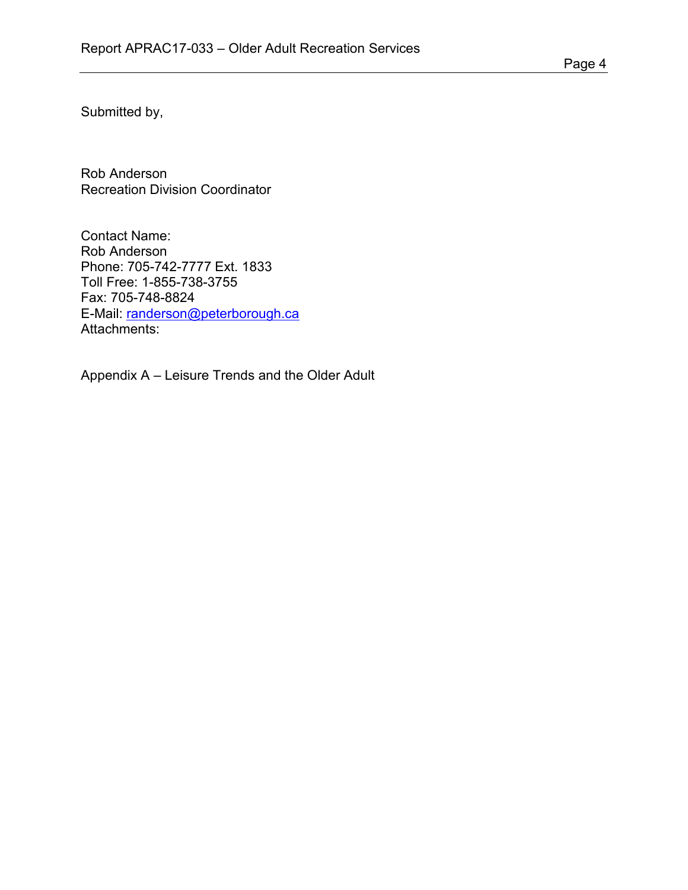Submitted by,

Rob Anderson
Recreation Division Coordinator

Contact Name:
Rob Anderson
Phone: 705-742-7777 Ext. 1833
Toll Free: 1-855-738-3755
Fax: 705-748-8824
E-Mail: randerson@peterborough.ca
Attachments:

Appendix A – Leisure Trends and the Older Adult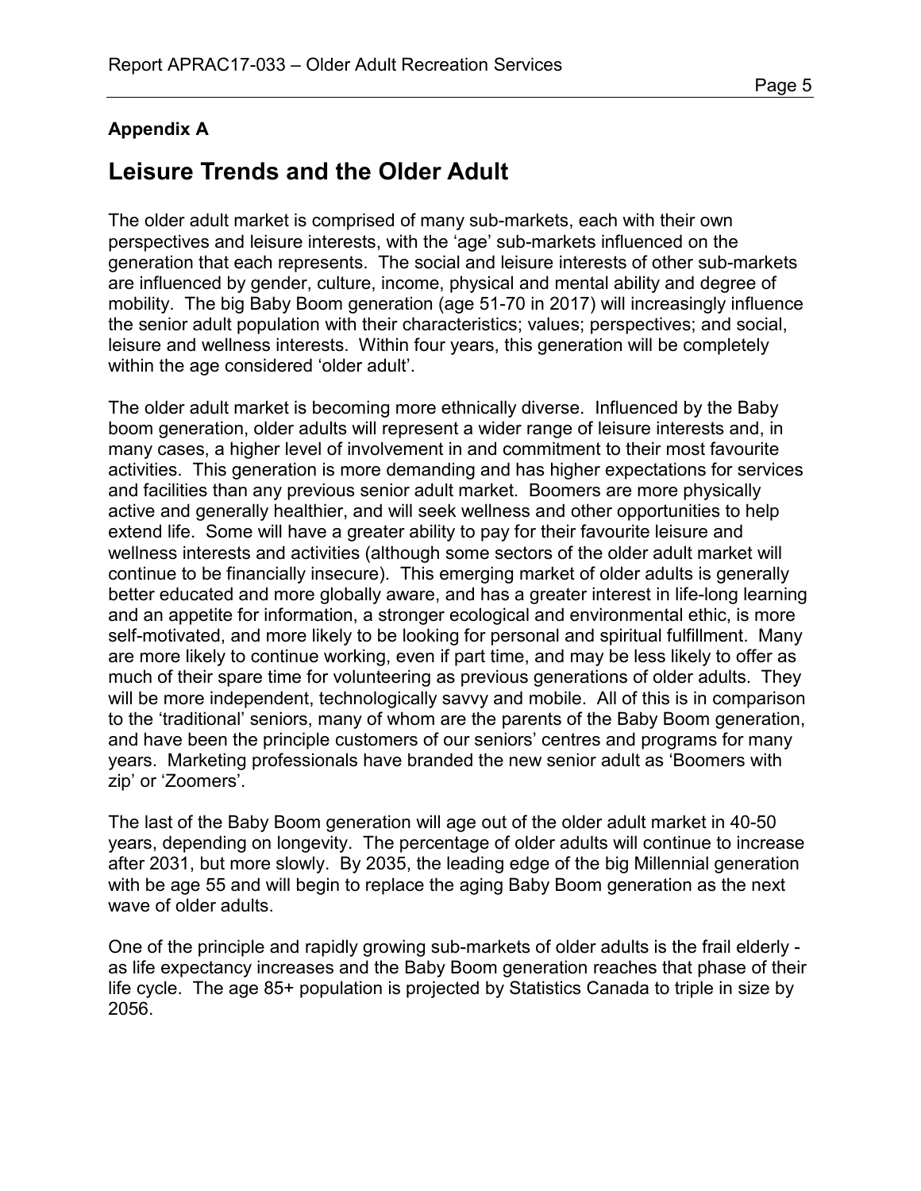**Appendix A**

# Leisure Trends and the Older Adult

The older adult market is comprised of many sub-markets, each with their own perspectives and leisure interests, with the 'age' sub-markets influenced on the generation that each represents. The social and leisure interests of other sub-markets are influenced by gender, culture, income, physical and mental ability and degree of mobility. The big Baby Boom generation (age 51-70 in 2017) will increasingly influence the senior adult population with their characteristics; values; perspectives; and social, leisure and wellness interests. Within four years, this generation will be completely within the age considered 'older adult'.

The older adult market is becoming more ethnically diverse. Influenced by the Baby boom generation, older adults will represent a wider range of leisure interests and, in many cases, a higher level of involvement in and commitment to their most favourite activities. This generation is more demanding and has higher expectations for services and facilities than any previous senior adult market. Boomers are more physically active and generally healthier, and will seek wellness and other opportunities to help extend life. Some will have a greater ability to pay for their favourite leisure and wellness interests and activities (although some sectors of the older adult market will continue to be financially insecure). This emerging market of older adults is generally better educated and more globally aware, and has a greater interest in life-long learning and an appetite for information, a stronger ecological and environmental ethic, is more self-motivated, and more likely to be looking for personal and spiritual fulfillment. Many are more likely to continue working, even if part time, and may be less likely to offer as much of their spare time for volunteering as previous generations of older adults. They will be more independent, technologically savvy and mobile. All of this is in comparison to the 'traditional' seniors, many of whom are the parents of the Baby Boom generation, and have been the principle customers of our seniors' centres and programs for many years. Marketing professionals have branded the new senior adult as 'Boomers with zip' or 'Zoomers'.

The last of the Baby Boom generation will age out of the older adult market in 40-50 years, depending on longevity. The percentage of older adults will continue to increase after 2031, but more slowly. By 2035, the leading edge of the big Millennial generation with be age 55 and will begin to replace the aging Baby Boom generation as the next wave of older adults.

One of the principle and rapidly growing sub-markets of older adults is the frail elderly - as life expectancy increases and the Baby Boom generation reaches that phase of their life cycle. The age 85+ population is projected by Statistics Canada to triple in size by 2056.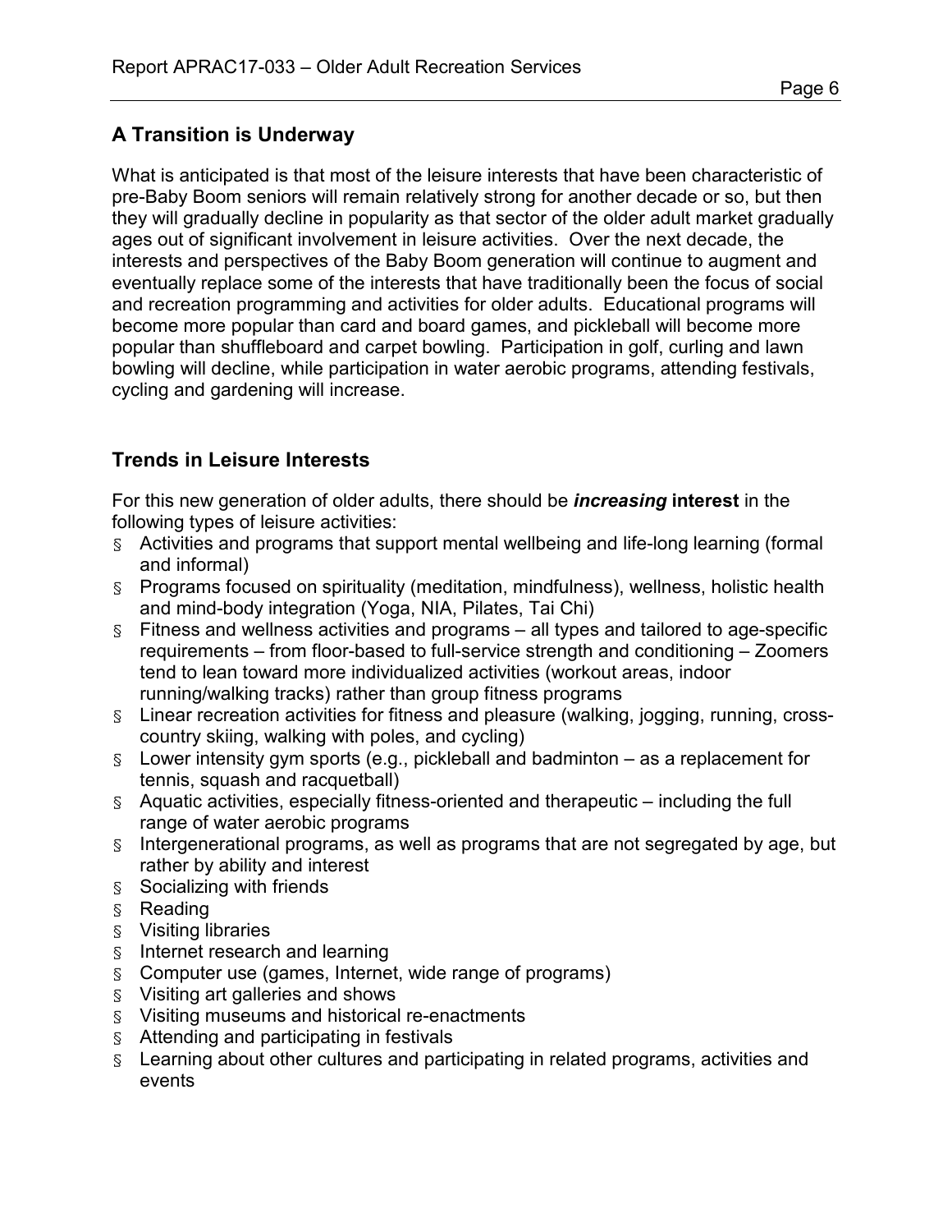## A Transition is Underway

What is anticipated is that most of the leisure interests that have been characteristic of pre-Baby Boom seniors will remain relatively strong for another decade or so, but then they will gradually decline in popularity as that sector of the older adult market gradually ages out of significant involvement in leisure activities. Over the next decade, the interests and perspectives of the Baby Boom generation will continue to augment and eventually replace some of the interests that have traditionally been the focus of social and recreation programming and activities for older adults. Educational programs will become more popular than card and board games, and pickleball will become more popular than shuffleboard and carpet bowling. Participation in golf, curling and lawn bowling will decline, while participation in water aerobic programs, attending festivals, cycling and gardening will increase.

## Trends in Leisure Interests

For this new generation of older adults, there should be ***increasing*** **interest** in the following types of leisure activities:

- Activities and programs that support mental wellbeing and life-long learning (formal and informal)
- Programs focused on spirituality (meditation, mindfulness), wellness, holistic health and mind-body integration (Yoga, NIA, Pilates, Tai Chi)
- Fitness and wellness activities and programs – all types and tailored to age-specific requirements – from floor-based to full-service strength and conditioning – Zoomers tend to lean toward more individualized activities (workout areas, indoor running/walking tracks) rather than group fitness programs
- Linear recreation activities for fitness and pleasure (walking, jogging, running, cross-country skiing, walking with poles, and cycling)
- Lower intensity gym sports (e.g., pickleball and badminton – as a replacement for tennis, squash and racquetball)
- Aquatic activities, especially fitness-oriented and therapeutic – including the full range of water aerobic programs
- Intergenerational programs, as well as programs that are not segregated by age, but rather by ability and interest
- Socializing with friends
- Reading
- Visiting libraries
- Internet research and learning
- Computer use (games, Internet, wide range of programs)
- Visiting art galleries and shows
- Visiting museums and historical re-enactments
- Attending and participating in festivals
- Learning about other cultures and participating in related programs, activities and events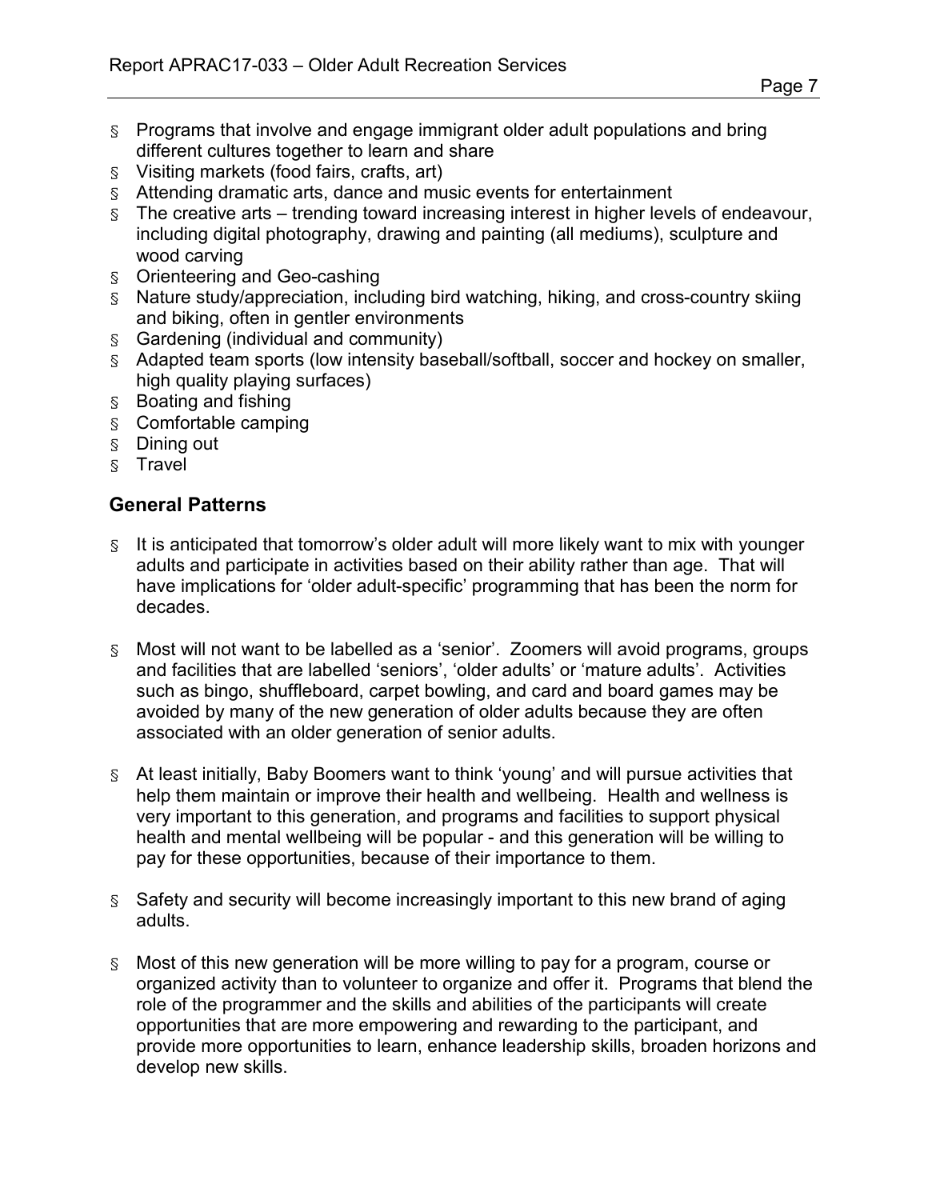- Programs that involve and engage immigrant older adult populations and bring different cultures together to learn and share
- Visiting markets (food fairs, crafts, art)
- Attending dramatic arts, dance and music events for entertainment
- The creative arts – trending toward increasing interest in higher levels of endeavour, including digital photography, drawing and painting (all mediums), sculpture and wood carving
- Orienteering and Geo-cashing
- Nature study/appreciation, including bird watching, hiking, and cross-country skiing and biking, often in gentler environments
- Gardening (individual and community)
- Adapted team sports (low intensity baseball/softball, soccer and hockey on smaller, high quality playing surfaces)
- Boating and fishing
- Comfortable camping
- Dining out
- Travel

## General Patterns

- It is anticipated that tomorrow's older adult will more likely want to mix with younger adults and participate in activities based on their ability rather than age. That will have implications for 'older adult-specific' programming that has been the norm for decades.

- Most will not want to be labelled as a 'senior'. Zoomers will avoid programs, groups and facilities that are labelled 'seniors', 'older adults' or 'mature adults'. Activities such as bingo, shuffleboard, carpet bowling, and card and board games may be avoided by many of the new generation of older adults because they are often associated with an older generation of senior adults.

- At least initially, Baby Boomers want to think 'young' and will pursue activities that help them maintain or improve their health and wellbeing. Health and wellness is very important to this generation, and programs and facilities to support physical health and mental wellbeing will be popular - and this generation will be willing to pay for these opportunities, because of their importance to them.

- Safety and security will become increasingly important to this new brand of aging adults.

- Most of this new generation will be more willing to pay for a program, course or organized activity than to volunteer to organize and offer it. Programs that blend the role of the programmer and the skills and abilities of the participants will create opportunities that are more empowering and rewarding to the participant, and provide more opportunities to learn, enhance leadership skills, broaden horizons and develop new skills.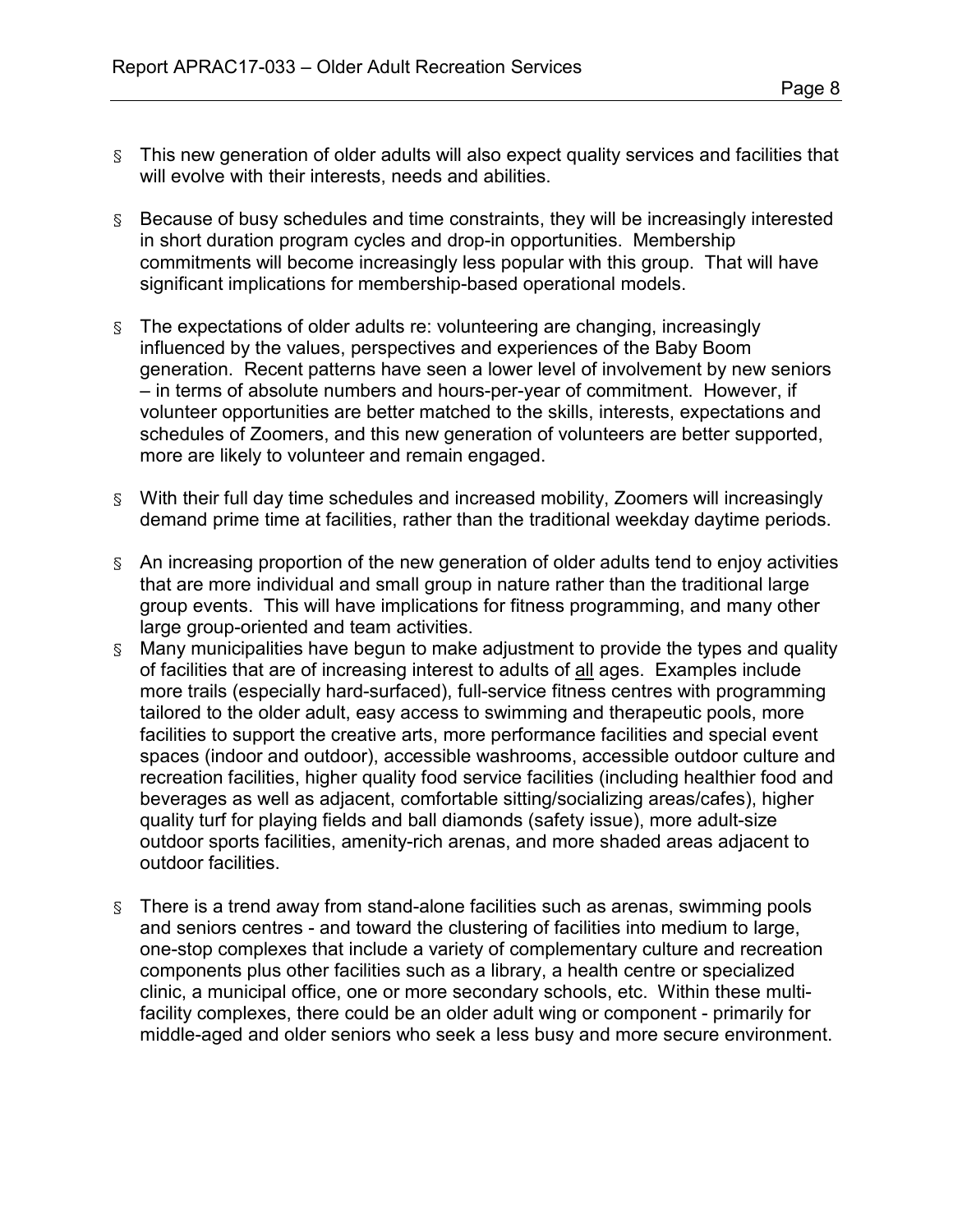- This new generation of older adults will also expect quality services and facilities that will evolve with their interests, needs and abilities.

- Because of busy schedules and time constraints, they will be increasingly interested in short duration program cycles and drop-in opportunities. Membership commitments will become increasingly less popular with this group. That will have significant implications for membership-based operational models.

- The expectations of older adults re: volunteering are changing, increasingly influenced by the values, perspectives and experiences of the Baby Boom generation. Recent patterns have seen a lower level of involvement by new seniors – in terms of absolute numbers and hours-per-year of commitment. However, if volunteer opportunities are better matched to the skills, interests, expectations and schedules of Zoomers, and this new generation of volunteers are better supported, more are likely to volunteer and remain engaged.

- With their full day time schedules and increased mobility, Zoomers will increasingly demand prime time at facilities, rather than the traditional weekday daytime periods.

- An increasing proportion of the new generation of older adults tend to enjoy activities that are more individual and small group in nature rather than the traditional large group events. This will have implications for fitness programming, and many other large group-oriented and team activities.
- Many municipalities have begun to make adjustment to provide the types and quality of facilities that are of increasing interest to adults of <u>all</u> ages. Examples include more trails (especially hard-surfaced), full-service fitness centres with programming tailored to the older adult, easy access to swimming and therapeutic pools, more facilities to support the creative arts, more performance facilities and special event spaces (indoor and outdoor), accessible washrooms, accessible outdoor culture and recreation facilities, higher quality food service facilities (including healthier food and beverages as well as adjacent, comfortable sitting/socializing areas/cafes), higher quality turf for playing fields and ball diamonds (safety issue), more adult-size outdoor sports facilities, amenity-rich arenas, and more shaded areas adjacent to outdoor facilities.

- There is a trend away from stand-alone facilities such as arenas, swimming pools and seniors centres - and toward the clustering of facilities into medium to large, one-stop complexes that include a variety of complementary culture and recreation components plus other facilities such as a library, a health centre or specialized clinic, a municipal office, one or more secondary schools, etc. Within these multi-facility complexes, there could be an older adult wing or component - primarily for middle-aged and older seniors who seek a less busy and more secure environment.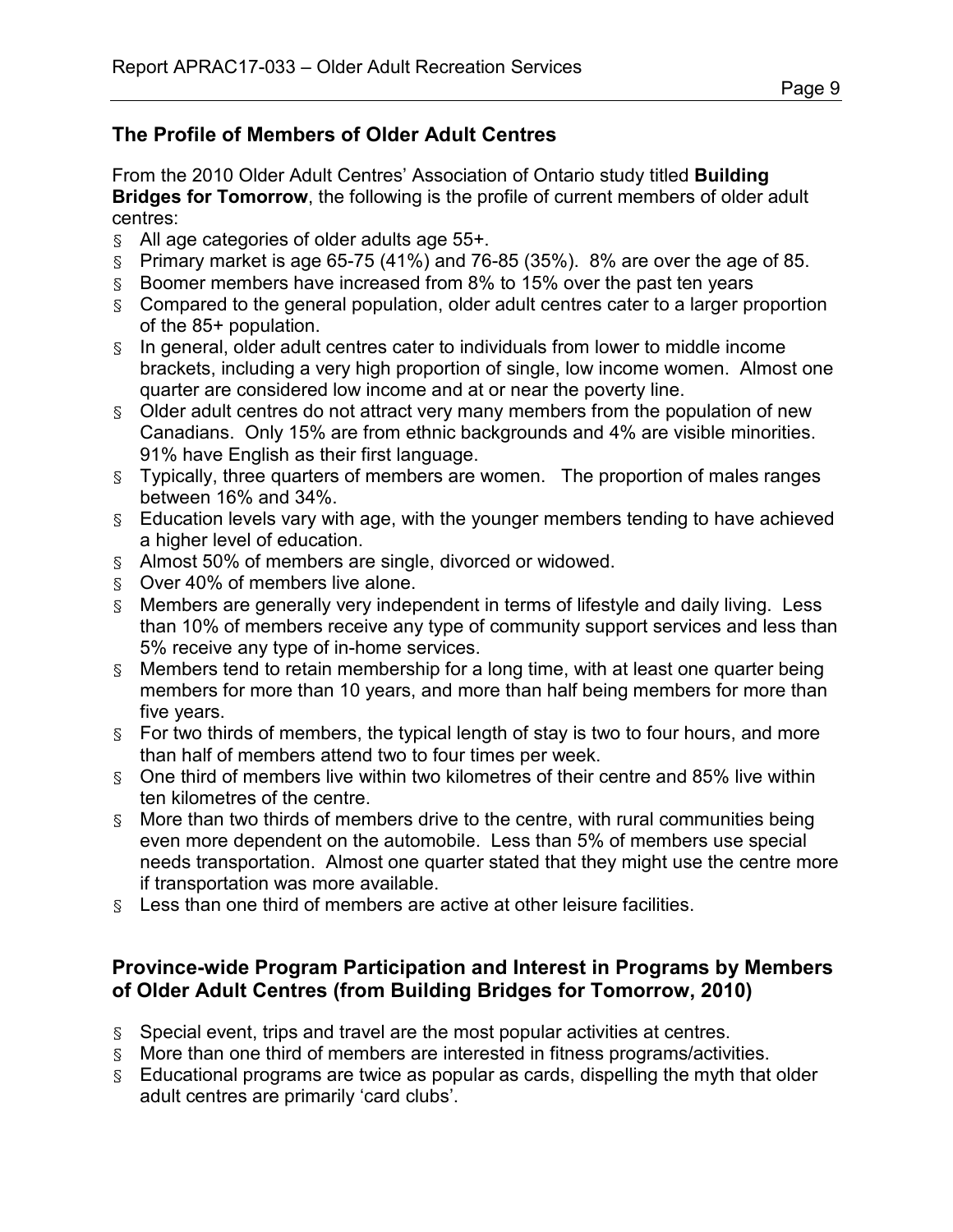## The Profile of Members of Older Adult Centres

From the 2010 Older Adult Centres' Association of Ontario study titled **Building Bridges for Tomorrow**, the following is the profile of current members of older adult centres:

- All age categories of older adults age 55+.
- Primary market is age 65-75 (41%) and 76-85 (35%). 8% are over the age of 85.
- Boomer members have increased from 8% to 15% over the past ten years
- Compared to the general population, older adult centres cater to a larger proportion of the 85+ population.
- In general, older adult centres cater to individuals from lower to middle income brackets, including a very high proportion of single, low income women. Almost one quarter are considered low income and at or near the poverty line.
- Older adult centres do not attract very many members from the population of new Canadians. Only 15% are from ethnic backgrounds and 4% are visible minorities. 91% have English as their first language.
- Typically, three quarters of members are women. The proportion of males ranges between 16% and 34%.
- Education levels vary with age, with the younger members tending to have achieved a higher level of education.
- Almost 50% of members are single, divorced or widowed.
- Over 40% of members live alone.
- Members are generally very independent in terms of lifestyle and daily living. Less than 10% of members receive any type of community support services and less than 5% receive any type of in-home services.
- Members tend to retain membership for a long time, with at least one quarter being members for more than 10 years, and more than half being members for more than five years.
- For two thirds of members, the typical length of stay is two to four hours, and more than half of members attend two to four times per week.
- One third of members live within two kilometres of their centre and 85% live within ten kilometres of the centre.
- More than two thirds of members drive to the centre, with rural communities being even more dependent on the automobile. Less than 5% of members use special needs transportation. Almost one quarter stated that they might use the centre more if transportation was more available.
- Less than one third of members are active at other leisure facilities.

## Province-wide Program Participation and Interest in Programs by Members of Older Adult Centres (from Building Bridges for Tomorrow, 2010)

- Special event, trips and travel are the most popular activities at centres.
- More than one third of members are interested in fitness programs/activities.
- Educational programs are twice as popular as cards, dispelling the myth that older adult centres are primarily 'card clubs'.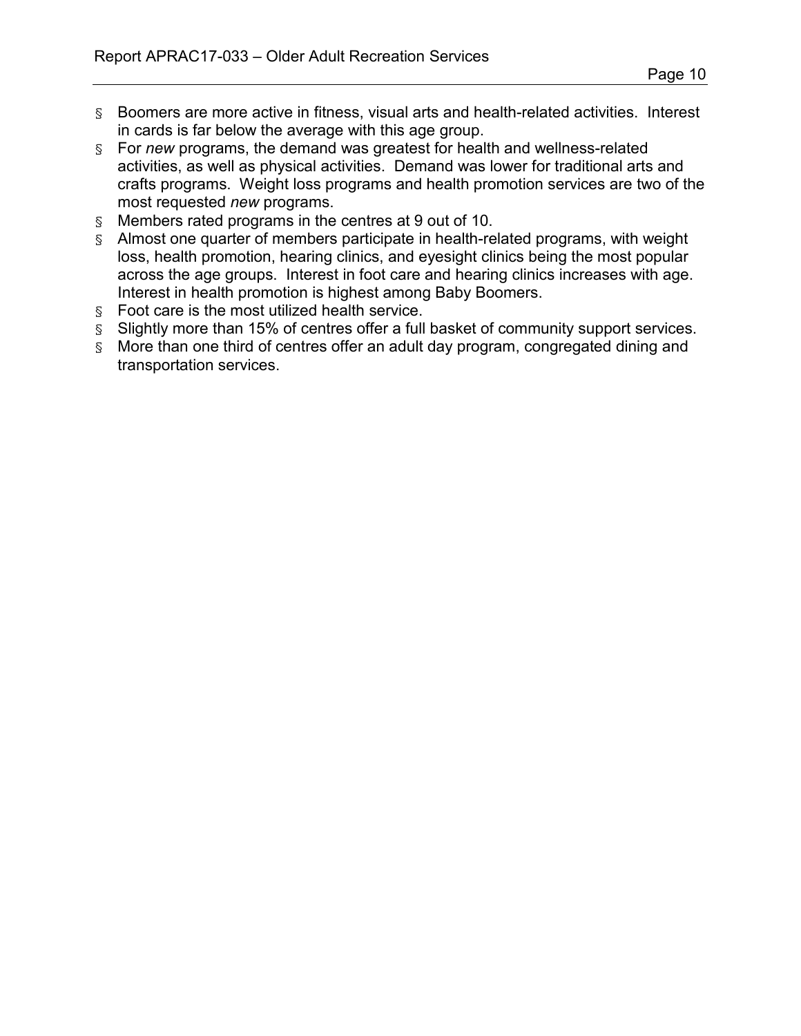- Boomers are more active in fitness, visual arts and health-related activities. Interest in cards is far below the average with this age group.
- For *new* programs, the demand was greatest for health and wellness-related activities, as well as physical activities. Demand was lower for traditional arts and crafts programs. Weight loss programs and health promotion services are two of the most requested *new* programs.
- Members rated programs in the centres at 9 out of 10.
- Almost one quarter of members participate in health-related programs, with weight loss, health promotion, hearing clinics, and eyesight clinics being the most popular across the age groups. Interest in foot care and hearing clinics increases with age. Interest in health promotion is highest among Baby Boomers.
- Foot care is the most utilized health service.
- Slightly more than 15% of centres offer a full basket of community support services.
- More than one third of centres offer an adult day program, congregated dining and transportation services.